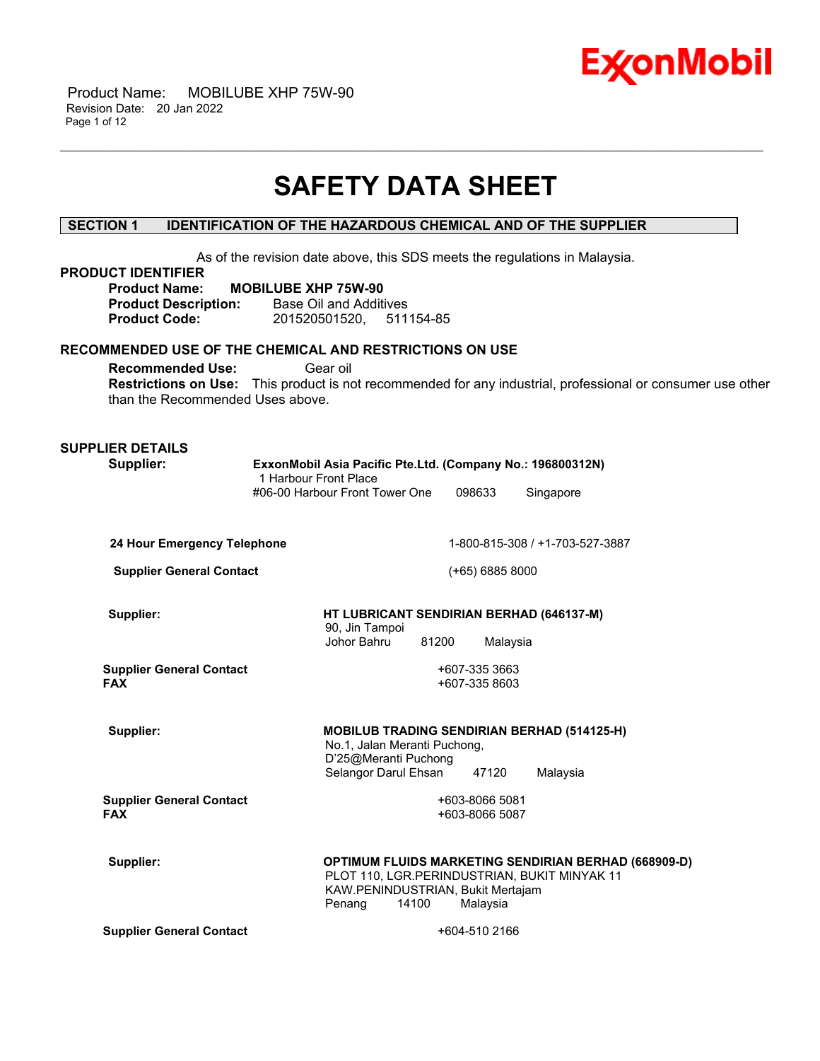# SAFETY DATA SHEET

## SECTION 1 IDENTIFICATION OF THE HAZARDOUS CHEMICAL AND OF THE SUPPLIER

As of the revision date above, this SDS meets the regulations in Malaysia.

### PRODUCT IDENTIFIER

**Product Name:** **MOBILUBE XHP 75W-90**
**Product Description:** Base Oil and Additives
**Product Code:** 201520501520, 511154-85

### RECOMMENDED USE OF THE CHEMICAL AND RESTRICTIONS ON USE

**Recommended Use:** Gear oil
**Restrictions on Use:** This product is not recommended for any industrial, professional or consumer use other than the Recommended Uses above.

### SUPPLIER DETAILS

**Supplier:** **ExxonMobil Asia Pacific Pte.Ltd. (Company No.: 196800312N)**
1 Harbour Front Place
#06-00 Harbour Front Tower One 098633 Singapore

**24 Hour Emergency Telephone** 1-800-815-308 / +1-703-527-3887

**Supplier General Contact** (+65) 6885 8000

**Supplier:** **HT LUBRICANT SENDIRIAN BERHAD (646137-M)**
90, Jln Tampoi
Johor Bahru 81200 Malaysia

**Supplier General Contact** +607-335 3663
**FAX** +607-335 8603

**Supplier:** **MOBILUB TRADING SENDIRIAN BERHAD (514125-H)**
No.1, Jalan Meranti Puchong,
D'25@Meranti Puchong
Selangor Darul Ehsan 47120 Malaysia

**Supplier General Contact** +603-8066 5081
**FAX** +603-8066 5087

**Supplier:** **OPTIMUM FLUIDS MARKETING SENDIRIAN BERHAD (668909-D)**
PLOT 110, LGR.PERINDUSTRIAN, BUKIT MINYAK 11
KAW.PENINDUSTRIAN, Bukit Mertajam
Penang 14100 Malaysia

**Supplier General Contact** +604-510 2166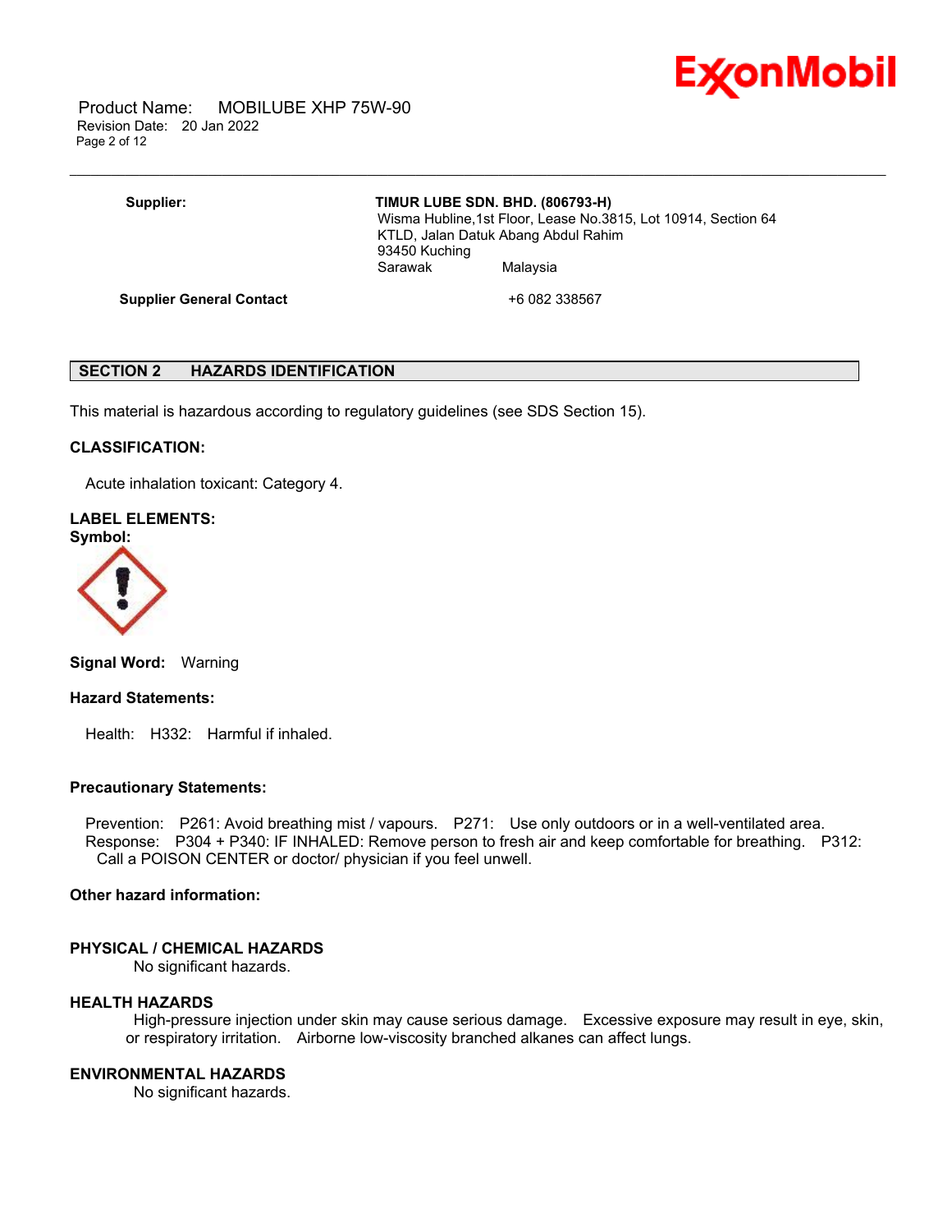**Supplier:** **TIMUR LUBE SDN. BHD. (806793-H)**
Wisma Hubline,1st Floor, Lease No.3815, Lot 10914, Section 64
KTLD, Jalan Datuk Abang Abdul Rahim
93450 Kuching
Sarawak Malaysia

**Supplier General Contact** +6 082 338567

## SECTION 2 HAZARDS IDENTIFICATION

This material is hazardous according to regulatory guidelines (see SDS Section 15).

### CLASSIFICATION:

Acute inhalation toxicant: Category 4.

### LABEL ELEMENTS:

**Symbol:**

**Signal Word:** Warning

**Hazard Statements:**

Health: H332: Harmful if inhaled.

**Precautionary Statements:**

Prevention: P261: Avoid breathing mist / vapours. P271: Use only outdoors or in a well-ventilated area.
Response: P304 + P340: IF INHALED: Remove person to fresh air and keep comfortable for breathing. P312: Call a POISON CENTER or doctor/ physician if you feel unwell.

**Other hazard information:**

**PHYSICAL / CHEMICAL HAZARDS**
No significant hazards.

**HEALTH HAZARDS**
High-pressure injection under skin may cause serious damage. Excessive exposure may result in eye, skin, or respiratory irritation. Airborne low-viscosity branched alkanes can affect lungs.

**ENVIRONMENTAL HAZARDS**
No significant hazards.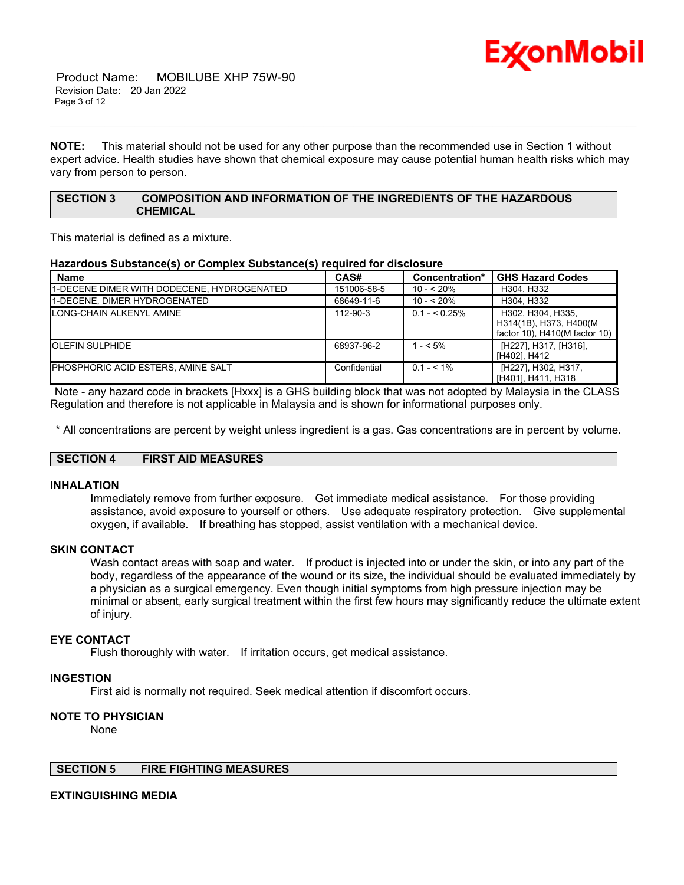**NOTE:** This material should not be used for any other purpose than the recommended use in Section 1 without expert advice. Health studies have shown that chemical exposure may cause potential human health risks which may vary from person to person.

## SECTION 3 COMPOSITION AND INFORMATION OF THE INGREDIENTS OF THE HAZARDOUS CHEMICAL

This material is defined as a mixture.

**Hazardous Substance(s) or Complex Substance(s) required for disclosure**

| Name | CAS# | Concentration* | GHS Hazard Codes |
|---|---|---|---|
| 1-DECENE DIMER WITH DODECENE, HYDROGENATED | 151006-58-5 | 10 - < 20% | H304, H332 |
| 1-DECENE, DIMER HYDROGENATED | 68649-11-6 | 10 - < 20% | H304, H332 |
| LONG-CHAIN ALKENYL AMINE | 112-90-3 | 0.1 - < 0.25% | H302, H304, H335, H314(1B), H373, H400(M factor 10), H410(M factor 10) |
| OLEFIN SULPHIDE | 68937-96-2 | 1 - < 5% | [H227], H317, [H316], [H402], H412 |
| PHOSPHORIC ACID ESTERS, AMINE SALT | Confidential | 0.1 - < 1% | [H227], H302, H317, [H401], H411, H318 |

Note - any hazard code in brackets [Hxxx] is a GHS building block that was not adopted by Malaysia in the CLASS Regulation and therefore is not applicable in Malaysia and is shown for informational purposes only.

* All concentrations are percent by weight unless ingredient is a gas. Gas concentrations are in percent by volume.

## SECTION 4 FIRST AID MEASURES

### INHALATION

Immediately remove from further exposure. Get immediate medical assistance. For those providing assistance, avoid exposure to yourself or others. Use adequate respiratory protection. Give supplemental oxygen, if available. If breathing has stopped, assist ventilation with a mechanical device.

### SKIN CONTACT

Wash contact areas with soap and water. If product is injected into or under the skin, or into any part of the body, regardless of the appearance of the wound or its size, the individual should be evaluated immediately by a physician as a surgical emergency. Even though initial symptoms from high pressure injection may be minimal or absent, early surgical treatment within the first few hours may significantly reduce the ultimate extent of injury.

### EYE CONTACT

Flush thoroughly with water. If irritation occurs, get medical assistance.

### INGESTION

First aid is normally not required. Seek medical attention if discomfort occurs.

### NOTE TO PHYSICIAN

None

## SECTION 5 FIRE FIGHTING MEASURES

### EXTINGUISHING MEDIA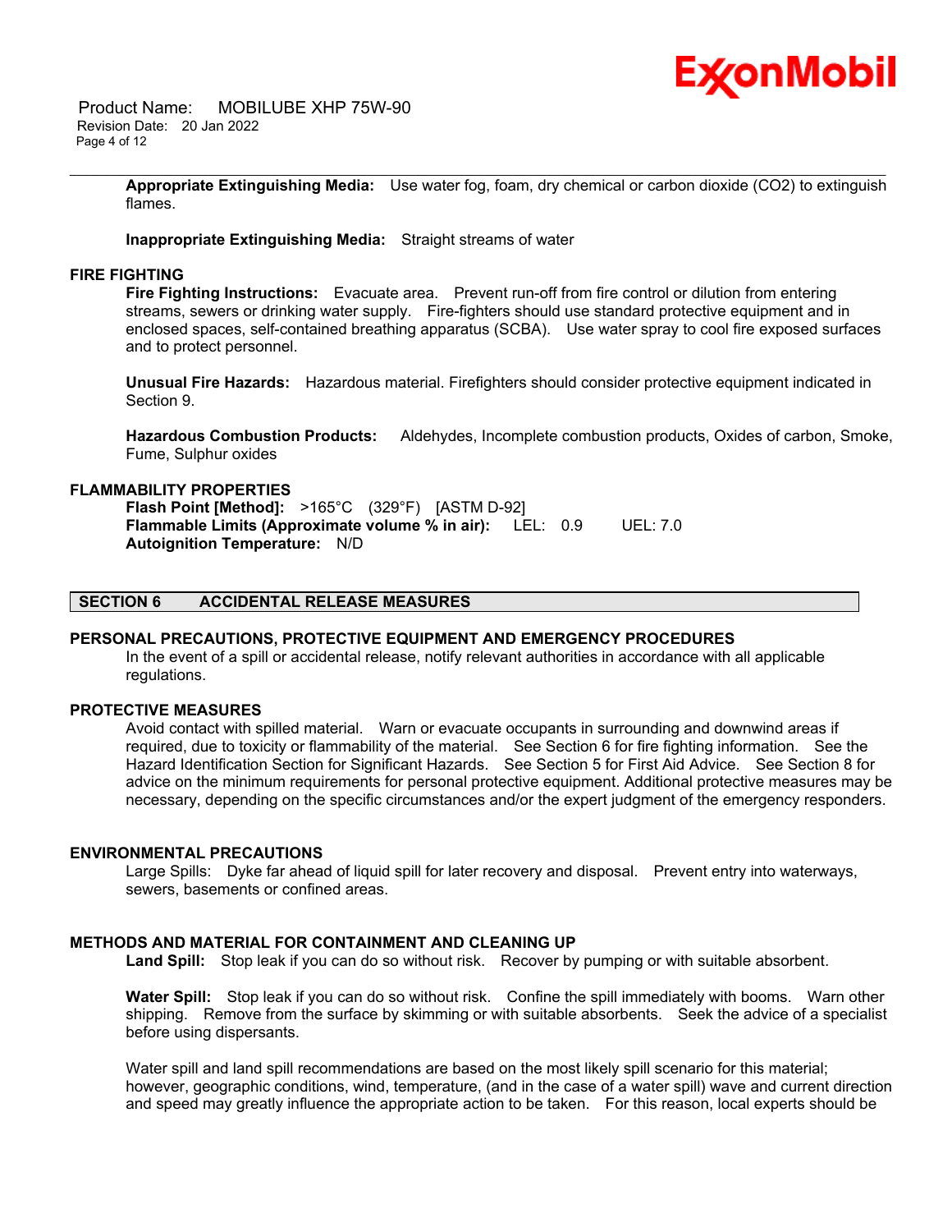**Appropriate Extinguishing Media:** Use water fog, foam, dry chemical or carbon dioxide ($CO_2$) to extinguish flames.

**Inappropriate Extinguishing Media:** Straight streams of water

### FIRE FIGHTING

**Fire Fighting Instructions:** Evacuate area. Prevent run-off from fire control or dilution from entering streams, sewers or drinking water supply. Fire-fighters should use standard protective equipment and in enclosed spaces, self-contained breathing apparatus (SCBA). Use water spray to cool fire exposed surfaces and to protect personnel.

**Unusual Fire Hazards:** Hazardous material. Firefighters should consider protective equipment indicated in Section 9.

**Hazardous Combustion Products:** Aldehydes, Incomplete combustion products, Oxides of carbon, Smoke, Fume, Sulphur oxides

### FLAMMABILITY PROPERTIES

**Flash Point [Method]:** >165°C (329°F) [ASTM D-92]
**Flammable Limits (Approximate volume % in air):** LEL: 0.9 UEL: 7.0
**Autoignition Temperature:** N/D

## SECTION 6 ACCIDENTAL RELEASE MEASURES

### PERSONAL PRECAUTIONS, PROTECTIVE EQUIPMENT AND EMERGENCY PROCEDURES

In the event of a spill or accidental release, notify relevant authorities in accordance with all applicable regulations.

### PROTECTIVE MEASURES

Avoid contact with spilled material. Warn or evacuate occupants in surrounding and downwind areas if required, due to toxicity or flammability of the material. See Section 6 for fire fighting information. See the Hazard Identification Section for Significant Hazards. See Section 5 for First Aid Advice. See Section 8 for advice on the minimum requirements for personal protective equipment. Additional protective measures may be necessary, depending on the specific circumstances and/or the expert judgment of the emergency responders.

### ENVIRONMENTAL PRECAUTIONS

Large Spills: Dyke far ahead of liquid spill for later recovery and disposal. Prevent entry into waterways, sewers, basements or confined areas.

### METHODS AND MATERIAL FOR CONTAINMENT AND CLEANING UP

**Land Spill:** Stop leak if you can do so without risk. Recover by pumping or with suitable absorbent.

**Water Spill:** Stop leak if you can do so without risk. Confine the spill immediately with booms. Warn other shipping. Remove from the surface by skimming or with suitable absorbents. Seek the advice of a specialist before using dispersants.

Water spill and land spill recommendations are based on the most likely spill scenario for this material; however, geographic conditions, wind, temperature, (and in the case of a water spill) wave and current direction and speed may greatly influence the appropriate action to be taken. For this reason, local experts should be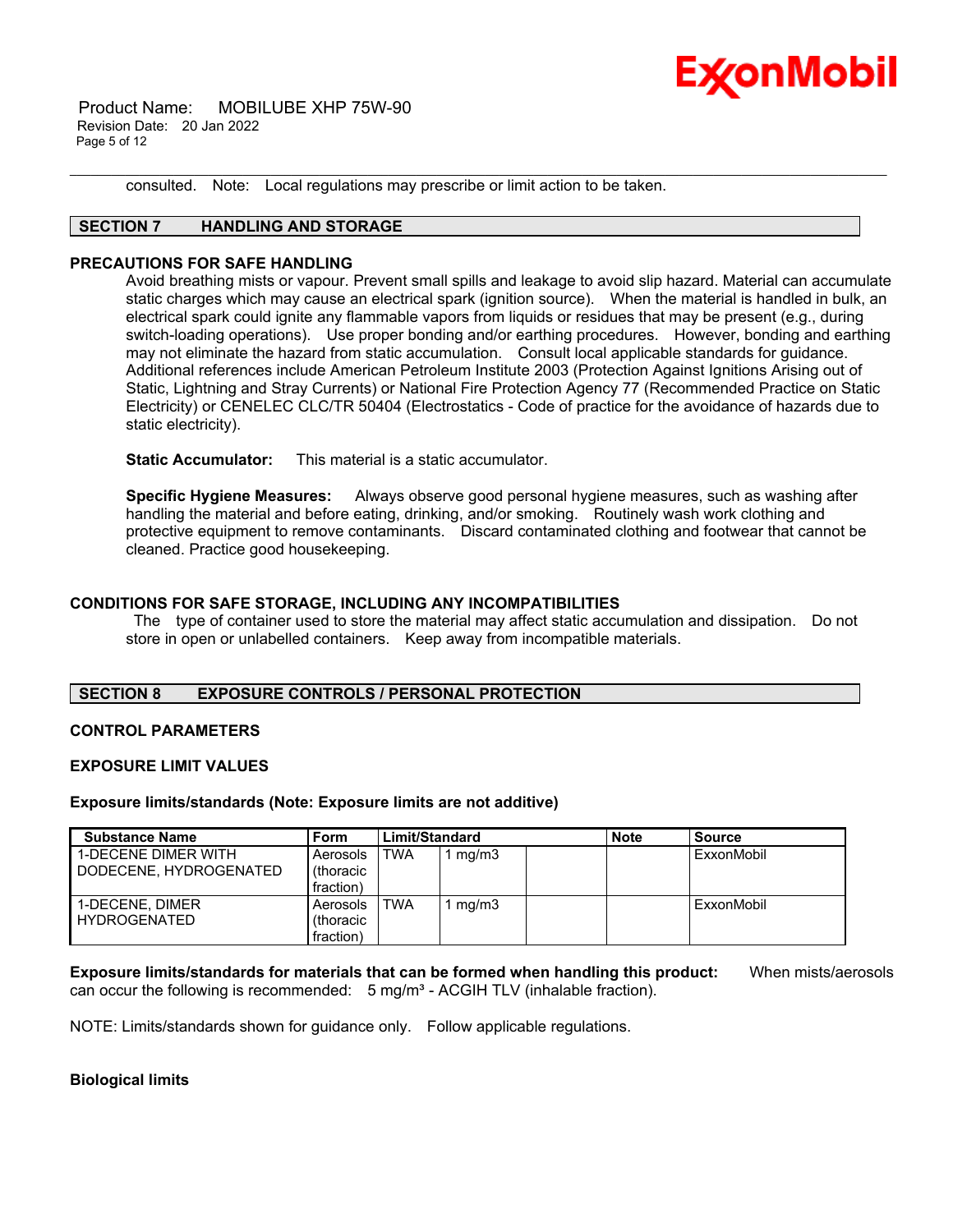consulted. Note: Local regulations may prescribe or limit action to be taken.

## SECTION 7 HANDLING AND STORAGE

### PRECAUTIONS FOR SAFE HANDLING

Avoid breathing mists or vapour. Prevent small spills and leakage to avoid slip hazard. Material can accumulate static charges which may cause an electrical spark (ignition source). When the material is handled in bulk, an electrical spark could ignite any flammable vapors from liquids or residues that may be present (e.g., during switch-loading operations). Use proper bonding and/or earthing procedures. However, bonding and earthing may not eliminate the hazard from static accumulation. Consult local applicable standards for guidance. Additional references include American Petroleum Institute 2003 (Protection Against Ignitions Arising out of Static, Lightning and Stray Currents) or National Fire Protection Agency 77 (Recommended Practice on Static Electricity) or CENELEC CLC/TR 50404 (Electrostatics - Code of practice for the avoidance of hazards due to static electricity).

**Static Accumulator:** This material is a static accumulator.

**Specific Hygiene Measures:** Always observe good personal hygiene measures, such as washing after handling the material and before eating, drinking, and/or smoking. Routinely wash work clothing and protective equipment to remove contaminants. Discard contaminated clothing and footwear that cannot be cleaned. Practice good housekeeping.

### CONDITIONS FOR SAFE STORAGE, INCLUDING ANY INCOMPATIBILITIES

The type of container used to store the material may affect static accumulation and dissipation. Do not store in open or unlabelled containers. Keep away from incompatible materials.

## SECTION 8 EXPOSURE CONTROLS / PERSONAL PROTECTION

### CONTROL PARAMETERS

### EXPOSURE LIMIT VALUES

**Exposure limits/standards (Note: Exposure limits are not additive)**

| Substance Name | Form | Limit/Standard | | | Note | Source |
|---|---|---|---|---|---|---|
| 1-DECENE DIMER WITH DODECENE, HYDROGENATED | Aerosols (thoracic fraction) | TWA | 1 mg/m3 | | | ExxonMobil |
| 1-DECENE, DIMER HYDROGENATED | Aerosols (thoracic fraction) | TWA | 1 mg/m3 | | | ExxonMobil |

**Exposure limits/standards for materials that can be formed when handling this product:** When mists/aerosols can occur the following is recommended: 5 mg/m³ - ACGIH TLV (inhalable fraction).

NOTE: Limits/standards shown for guidance only. Follow applicable regulations.

**Biological limits**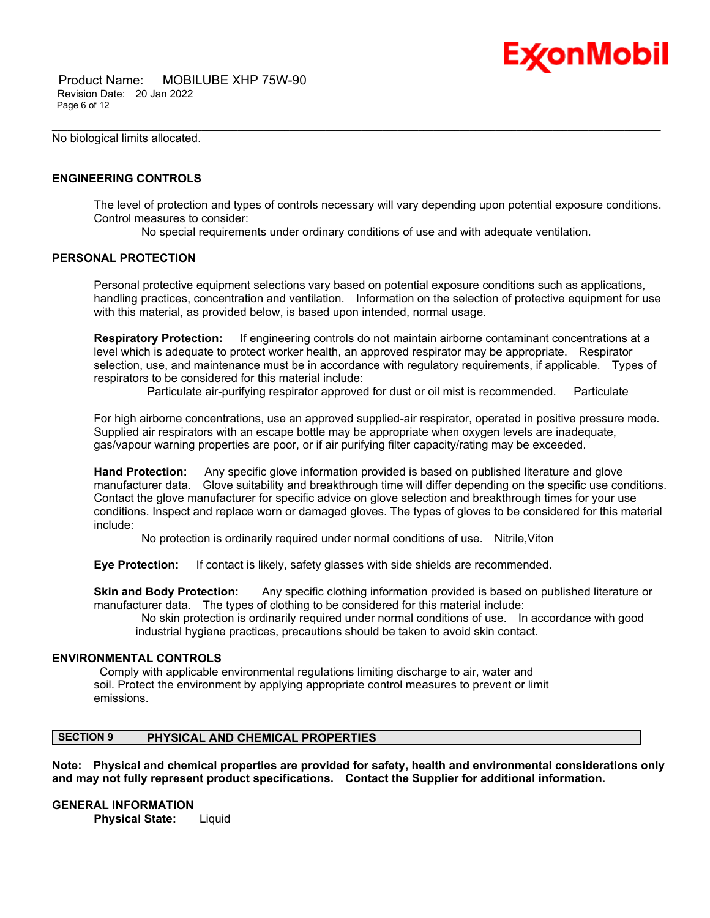No biological limits allocated.

### ENGINEERING CONTROLS

The level of protection and types of controls necessary will vary depending upon potential exposure conditions. Control measures to consider:

No special requirements under ordinary conditions of use and with adequate ventilation.

### PERSONAL PROTECTION

Personal protective equipment selections vary based on potential exposure conditions such as applications, handling practices, concentration and ventilation. Information on the selection of protective equipment for use with this material, as provided below, is based upon intended, normal usage.

**Respiratory Protection:** If engineering controls do not maintain airborne contaminant concentrations at a level which is adequate to protect worker health, an approved respirator may be appropriate. Respirator selection, use, and maintenance must be in accordance with regulatory requirements, if applicable. Types of respirators to be considered for this material include:

Particulate air-purifying respirator approved for dust or oil mist is recommended. Particulate

For high airborne concentrations, use an approved supplied-air respirator, operated in positive pressure mode. Supplied air respirators with an escape bottle may be appropriate when oxygen levels are inadequate, gas/vapour warning properties are poor, or if air purifying filter capacity/rating may be exceeded.

**Hand Protection:** Any specific glove information provided is based on published literature and glove manufacturer data. Glove suitability and breakthrough time will differ depending on the specific use conditions. Contact the glove manufacturer for specific advice on glove selection and breakthrough times for your use conditions. Inspect and replace worn or damaged gloves. The types of gloves to be considered for this material include:

No protection is ordinarily required under normal conditions of use. Nitrile,Viton

**Eye Protection:** If contact is likely, safety glasses with side shields are recommended.

**Skin and Body Protection:** Any specific clothing information provided is based on published literature or manufacturer data. The types of clothing to be considered for this material include:

No skin protection is ordinarily required under normal conditions of use. In accordance with good industrial hygiene practices, precautions should be taken to avoid skin contact.

### ENVIRONMENTAL CONTROLS

Comply with applicable environmental regulations limiting discharge to air, water and soil. Protect the environment by applying appropriate control measures to prevent or limit emissions.

## SECTION 9 PHYSICAL AND CHEMICAL PROPERTIES

**Note: Physical and chemical properties are provided for safety, health and environmental considerations only and may not fully represent product specifications. Contact the Supplier for additional information.**

### GENERAL INFORMATION

**Physical State:** Liquid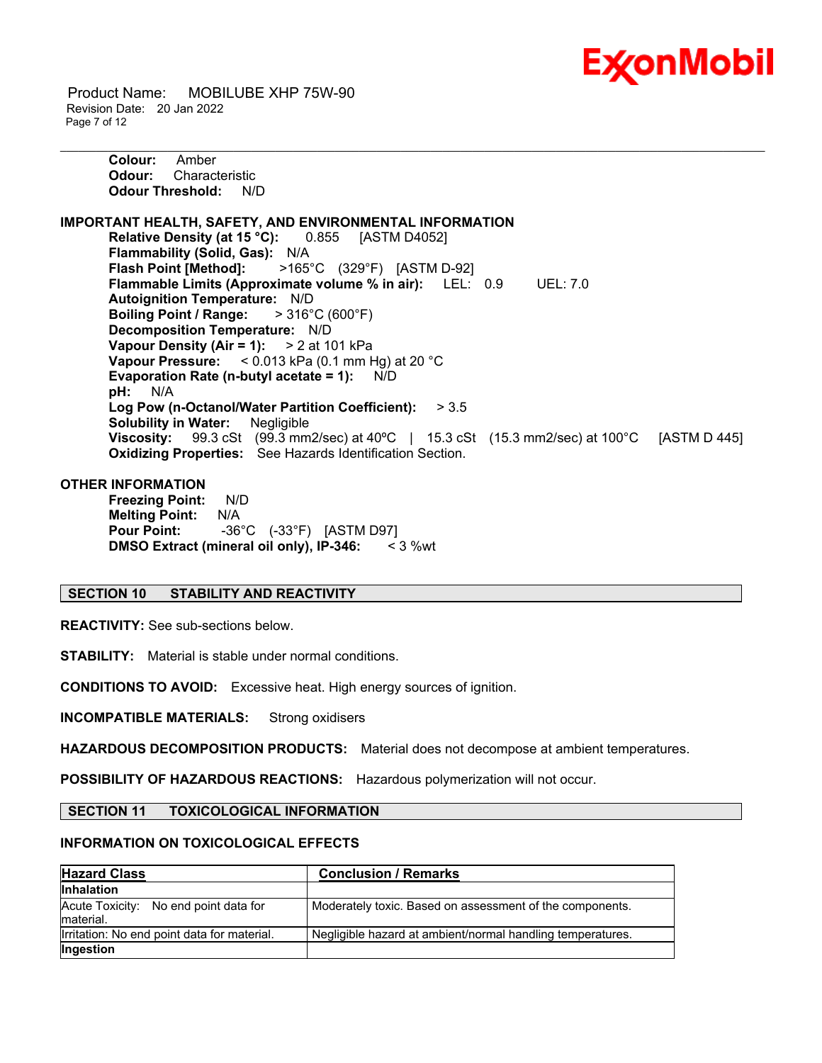**Colour:** Amber
**Odour:** Characteristic
**Odour Threshold:** N/D

**IMPORTANT HEALTH, SAFETY, AND ENVIRONMENTAL INFORMATION**

**Relative Density (at 15 °C):** 0.855 [ASTM D4052]
**Flammability (Solid, Gas):** N/A
**Flash Point [Method]:** >165°C (329°F) [ASTM D-92]
**Flammable Limits (Approximate volume % in air):** LEL: 0.9 UEL: 7.0
**Autoignition Temperature:** N/D
**Boiling Point / Range:** > 316°C (600°F)
**Decomposition Temperature:** N/D
**Vapour Density (Air = 1):** > 2 at 101 kPa
**Vapour Pressure:** < 0.013 kPa (0.1 mm Hg) at 20 °C
**Evaporation Rate (n-butyl acetate = 1):** N/D
**pH:** N/A
**Log Pow (n-Octanol/Water Partition Coefficient):** > 3.5
**Solubility in Water:** Negligible
**Viscosity:** 99.3 cSt (99.3 mm2/sec) at 40ºC | 15.3 cSt (15.3 mm2/sec) at 100°C [ASTM D 445]
**Oxidizing Properties:** See Hazards Identification Section.

**OTHER INFORMATION**

**Freezing Point:** N/D
**Melting Point:** N/A
**Pour Point:** -36°C (-33°F) [ASTM D97]
**DMSO Extract (mineral oil only), IP-346:** < 3 %wt

## SECTION 10 STABILITY AND REACTIVITY

**REACTIVITY:** See sub-sections below.

**STABILITY:** Material is stable under normal conditions.

**CONDITIONS TO AVOID:** Excessive heat. High energy sources of ignition.

**INCOMPATIBLE MATERIALS:** Strong oxidisers

**HAZARDOUS DECOMPOSITION PRODUCTS:** Material does not decompose at ambient temperatures.

**POSSIBILITY OF HAZARDOUS REACTIONS:** Hazardous polymerization will not occur.

## SECTION 11 TOXICOLOGICAL INFORMATION

### INFORMATION ON TOXICOLOGICAL EFFECTS

| Hazard Class | Conclusion / Remarks |
|---|---|
| **Inhalation** | |
| Acute Toxicity: No end point data for material. | Moderately toxic. Based on assessment of the components. |
| Irritation: No end point data for material. | Negligible hazard at ambient/normal handling temperatures. |
| **Ingestion** | |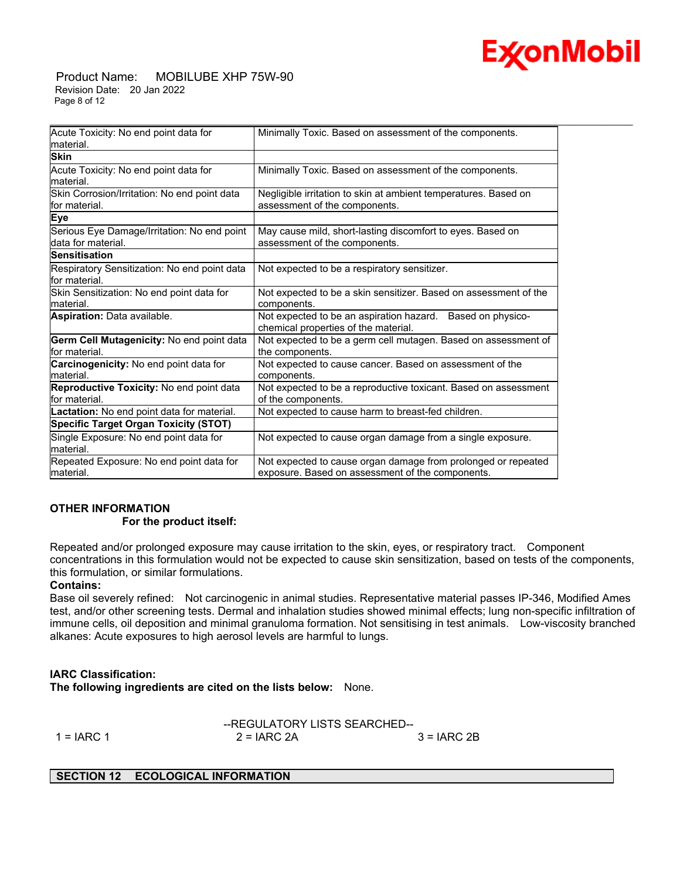| | |
|---|---|
| Acute Toxicity: No end point data for material. | Minimally Toxic. Based on assessment of the components. |
| **Skin** | |
| Acute Toxicity: No end point data for material. | Minimally Toxic. Based on assessment of the components. |
| Skin Corrosion/Irritation: No end point data for material. | Negligible irritation to skin at ambient temperatures. Based on assessment of the components. |
| **Eye** | |
| Serious Eye Damage/Irritation: No end point data for material. | May cause mild, short-lasting discomfort to eyes. Based on assessment of the components. |
| **Sensitisation** | |
| Respiratory Sensitization: No end point data for material. | Not expected to be a respiratory sensitizer. |
| Skin Sensitization: No end point data for material. | Not expected to be a skin sensitizer. Based on assessment of the components. |
| **Aspiration:** Data available. | Not expected to be an aspiration hazard. Based on physico-chemical properties of the material. |
| **Germ Cell Mutagenicity:** No end point data for material. | Not expected to be a germ cell mutagen. Based on assessment of the components. |
| **Carcinogenicity:** No end point data for material. | Not expected to cause cancer. Based on assessment of the components. |
| **Reproductive Toxicity:** No end point data for material. | Not expected to be a reproductive toxicant. Based on assessment of the components. |
| **Lactation:** No end point data for material. | Not expected to cause harm to breast-fed children. |
| **Specific Target Organ Toxicity (STOT)** | |
| Single Exposure: No end point data for material. | Not expected to cause organ damage from a single exposure. |
| Repeated Exposure: No end point data for material. | Not expected to cause organ damage from prolonged or repeated exposure. Based on assessment of the components. |

**OTHER INFORMATION**

**For the product itself:**

Repeated and/or prolonged exposure may cause irritation to the skin, eyes, or respiratory tract. Component concentrations in this formulation would not be expected to cause skin sensitization, based on tests of the components, this formulation, or similar formulations.

**Contains:**

Base oil severely refined: Not carcinogenic in animal studies. Representative material passes IP-346, Modified Ames test, and/or other screening tests. Dermal and inhalation studies showed minimal effects; lung non-specific infiltration of immune cells, oil deposition and minimal granuloma formation. Not sensitising in test animals. Low-viscosity branched alkanes: Acute exposures to high aerosol levels are harmful to lungs.

**IARC Classification:**

**The following ingredients are cited on the lists below:** None.

--REGULATORY LISTS SEARCHED--

1 = IARC 1 2 = IARC 2A 3 = IARC 2B

## SECTION 12 ECOLOGICAL INFORMATION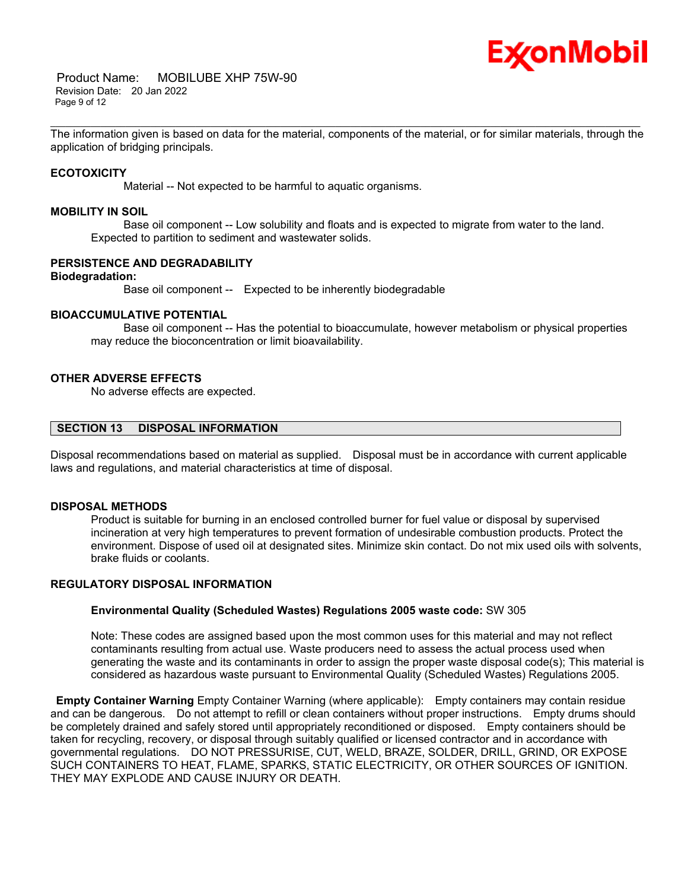The information given is based on data for the material, components of the material, or for similar materials, through the application of bridging principals.

### ECOTOXICITY

Material -- Not expected to be harmful to aquatic organisms.

### MOBILITY IN SOIL

Base oil component -- Low solubility and floats and is expected to migrate from water to the land. Expected to partition to sediment and wastewater solids.

### PERSISTENCE AND DEGRADABILITY

**Biodegradation:**

Base oil component -- Expected to be inherently biodegradable

### BIOACCUMULATIVE POTENTIAL

Base oil component -- Has the potential to bioaccumulate, however metabolism or physical properties may reduce the bioconcentration or limit bioavailability.

### OTHER ADVERSE EFFECTS

No adverse effects are expected.

## SECTION 13 DISPOSAL INFORMATION

Disposal recommendations based on material as supplied. Disposal must be in accordance with current applicable laws and regulations, and material characteristics at time of disposal.

### DISPOSAL METHODS

Product is suitable for burning in an enclosed controlled burner for fuel value or disposal by supervised incineration at very high temperatures to prevent formation of undesirable combustion products. Protect the environment. Dispose of used oil at designated sites. Minimize skin contact. Do not mix used oils with solvents, brake fluids or coolants.

### REGULATORY DISPOSAL INFORMATION

**Environmental Quality (Scheduled Wastes) Regulations 2005 waste code:** SW 305

Note: These codes are assigned based upon the most common uses for this material and may not reflect contaminants resulting from actual use. Waste producers need to assess the actual process used when generating the waste and its contaminants in order to assign the proper waste disposal code(s); This material is considered as hazardous waste pursuant to Environmental Quality (Scheduled Wastes) Regulations 2005.

**Empty Container Warning** Empty Container Warning (where applicable): Empty containers may contain residue and can be dangerous. Do not attempt to refill or clean containers without proper instructions. Empty drums should be completely drained and safely stored until appropriately reconditioned or disposed. Empty containers should be taken for recycling, recovery, or disposal through suitably qualified or licensed contractor and in accordance with governmental regulations. DO NOT PRESSURISE, CUT, WELD, BRAZE, SOLDER, DRILL, GRIND, OR EXPOSE SUCH CONTAINERS TO HEAT, FLAME, SPARKS, STATIC ELECTRICITY, OR OTHER SOURCES OF IGNITION. THEY MAY EXPLODE AND CAUSE INJURY OR DEATH.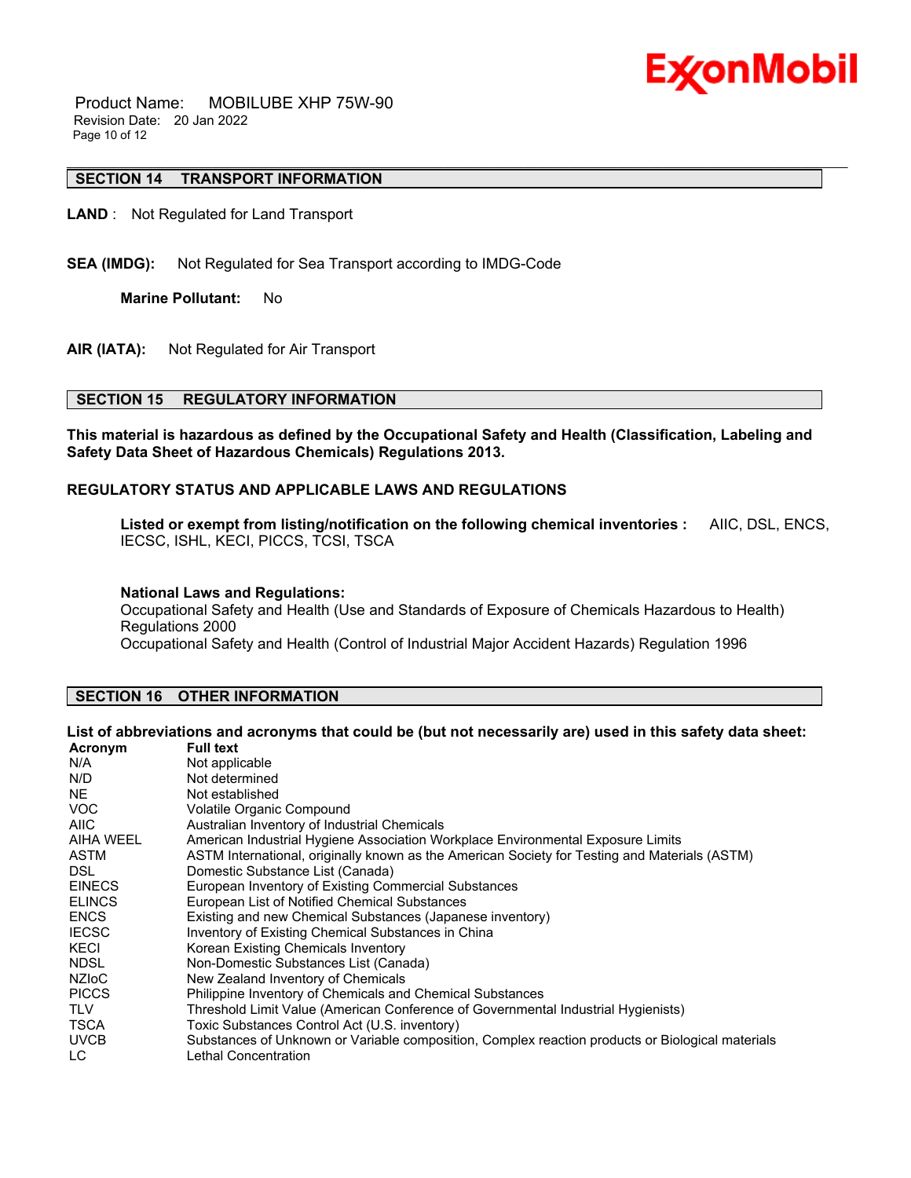## SECTION 14 TRANSPORT INFORMATION

**LAND** : Not Regulated for Land Transport

**SEA (IMDG):** Not Regulated for Sea Transport according to IMDG-Code

**Marine Pollutant:** No

**AIR (IATA):** Not Regulated for Air Transport

## SECTION 15 REGULATORY INFORMATION

**This material is hazardous as defined by the Occupational Safety and Health (Classification, Labeling and Safety Data Sheet of Hazardous Chemicals) Regulations 2013.**

**REGULATORY STATUS AND APPLICABLE LAWS AND REGULATIONS**

**Listed or exempt from listing/notification on the following chemical inventories :** AIIC, DSL, ENCS, IECSC, ISHL, KECI, PICCS, TCSI, TSCA

**National Laws and Regulations:**
Occupational Safety and Health (Use and Standards of Exposure of Chemicals Hazardous to Health) Regulations 2000
Occupational Safety and Health (Control of Industrial Major Accident Hazards) Regulation 1996

## SECTION 16 OTHER INFORMATION

**List of abbreviations and acronyms that could be (but not necessarily are) used in this safety data sheet:**

| Acronym | Full text |
|---|---|
| N/A | Not applicable |
| N/D | Not determined |
| NE | Not established |
| VOC | Volatile Organic Compound |
| AIIC | Australian Inventory of Industrial Chemicals |
| AIHA WEEL | American Industrial Hygiene Association Workplace Environmental Exposure Limits |
| ASTM | ASTM International, originally known as the American Society for Testing and Materials (ASTM) |
| DSL | Domestic Substance List (Canada) |
| EINECS | European Inventory of Existing Commercial Substances |
| ELINCS | European List of Notified Chemical Substances |
| ENCS | Existing and new Chemical Substances (Japanese inventory) |
| IECSC | Inventory of Existing Chemical Substances in China |
| KECI | Korean Existing Chemicals Inventory |
| NDSL | Non-Domestic Substances List (Canada) |
| NZIoC | New Zealand Inventory of Chemicals |
| PICCS | Philippine Inventory of Chemicals and Chemical Substances |
| TLV | Threshold Limit Value (American Conference of Governmental Industrial Hygienists) |
| TSCA | Toxic Substances Control Act (U.S. inventory) |
| UVCB | Substances of Unknown or Variable composition, Complex reaction products or Biological materials |
| LC | Lethal Concentration |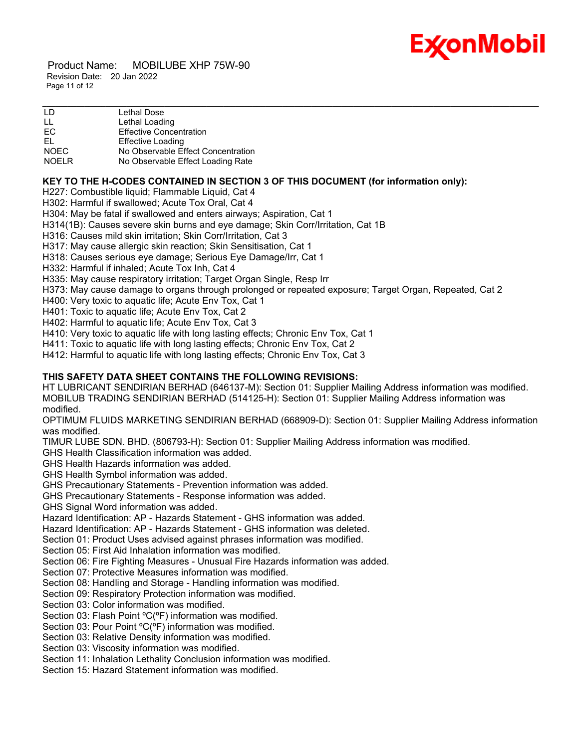| | |
|---|---|
| LD | Lethal Dose |
| LL | Lethal Loading |
| EC | Effective Concentration |
| EL | Effective Loading |
| NOEC | No Observable Effect Concentration |
| NOELR | No Observable Effect Loading Rate |

**KEY TO THE H-CODES CONTAINED IN SECTION 3 OF THIS DOCUMENT (for information only):**

H227: Combustible liquid; Flammable Liquid, Cat 4
H302: Harmful if swallowed; Acute Tox Oral, Cat 4
H304: May be fatal if swallowed and enters airways; Aspiration, Cat 1
H314(1B): Causes severe skin burns and eye damage; Skin Corr/Irritation, Cat 1B
H316: Causes mild skin irritation; Skin Corr/Irritation, Cat 3
H317: May cause allergic skin reaction; Skin Sensitisation, Cat 1
H318: Causes serious eye damage; Serious Eye Damage/Irr, Cat 1
H332: Harmful if inhaled; Acute Tox Inh, Cat 4
H335: May cause respiratory irritation; Target Organ Single, Resp Irr
H373: May cause damage to organs through prolonged or repeated exposure; Target Organ, Repeated, Cat 2
H400: Very toxic to aquatic life; Acute Env Tox, Cat 1
H401: Toxic to aquatic life; Acute Env Tox, Cat 2
H402: Harmful to aquatic life; Acute Env Tox, Cat 3
H410: Very toxic to aquatic life with long lasting effects; Chronic Env Tox, Cat 1
H411: Toxic to aquatic life with long lasting effects; Chronic Env Tox, Cat 2
H412: Harmful to aquatic life with long lasting effects; Chronic Env Tox, Cat 3

**THIS SAFETY DATA SHEET CONTAINS THE FOLLOWING REVISIONS:**

HT LUBRICANT SENDIRIAN BERHAD (646137-M): Section 01: Supplier Mailing Address information was modified.
MOBILUB TRADING SENDIRIAN BERHAD (514125-H): Section 01: Supplier Mailing Address information was modified.
OPTIMUM FLUIDS MARKETING SENDIRIAN BERHAD (668909-D): Section 01: Supplier Mailing Address information was modified.
TIMUR LUBE SDN. BHD. (806793-H): Section 01: Supplier Mailing Address information was modified.
GHS Health Classification information was added.
GHS Health Hazards information was added.
GHS Health Symbol information was added.
GHS Precautionary Statements - Prevention information was added.
GHS Precautionary Statements - Response information was added.
GHS Signal Word information was added.
Hazard Identification: AP - Hazards Statement - GHS information was added.
Hazard Identification: AP - Hazards Statement - GHS information was deleted.
Section 01: Product Uses advised against phrases information was modified.
Section 05: First Aid Inhalation information was modified.
Section 06: Fire Fighting Measures - Unusual Fire Hazards information was added.
Section 07: Protective Measures information was modified.
Section 08: Handling and Storage - Handling information was modified.
Section 09: Respiratory Protection information was modified.
Section 03: Color information was modified.
Section 03: Flash Point ºC(ºF) information was modified.
Section 03: Pour Point ºC(ºF) information was modified.
Section 03: Relative Density information was modified.
Section 03: Viscosity information was modified.
Section 11: Inhalation Lethality Conclusion information was modified.
Section 15: Hazard Statement information was modified.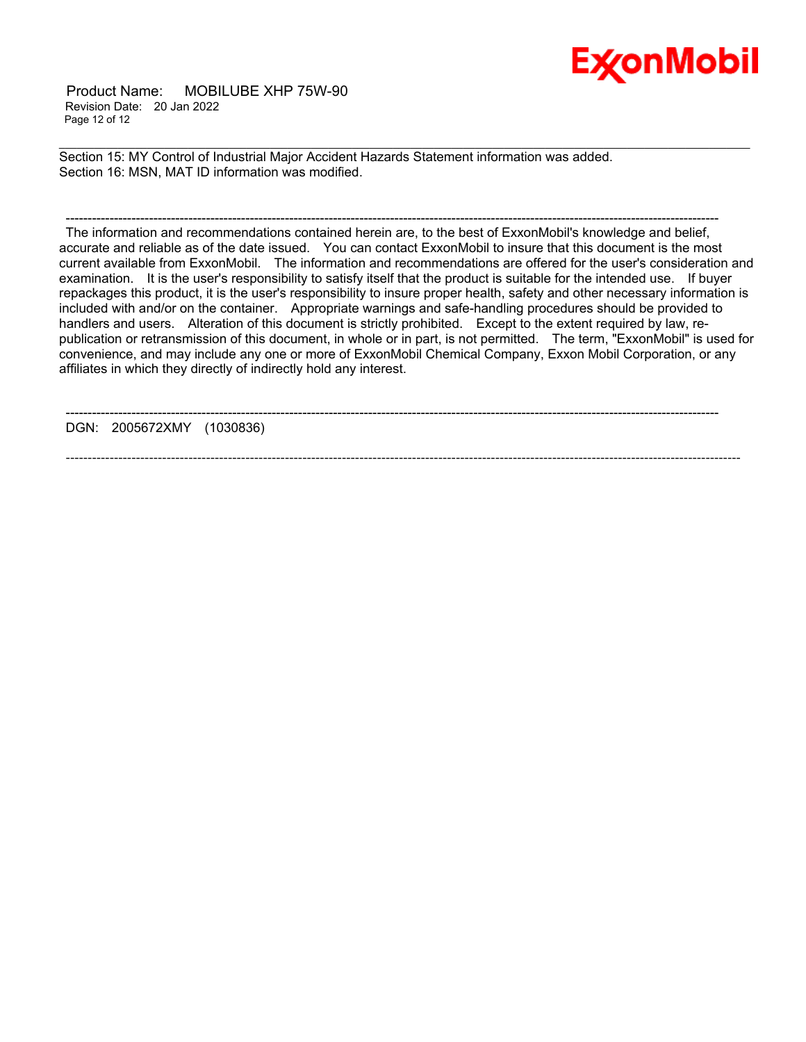Section 15: MY Control of Industrial Major Accident Hazards Statement information was added.
Section 16: MSN, MAT ID information was modified.

---

The information and recommendations contained herein are, to the best of ExxonMobil's knowledge and belief, accurate and reliable as of the date issued. You can contact ExxonMobil to insure that this document is the most current available from ExxonMobil. The information and recommendations are offered for the user's consideration and examination. It is the user's responsibility to satisfy itself that the product is suitable for the intended use. If buyer repackages this product, it is the user's responsibility to insure proper health, safety and other necessary information is included with and/or on the container. Appropriate warnings and safe-handling procedures should be provided to handlers and users. Alteration of this document is strictly prohibited. Except to the extent required by law, re-publication or retransmission of this document, in whole or in part, is not permitted. The term, "ExxonMobil" is used for convenience, and may include any one or more of ExxonMobil Chemical Company, Exxon Mobil Corporation, or any affiliates in which they directly of indirectly hold any interest.

---

DGN: 2005672XMY (1030836)

---